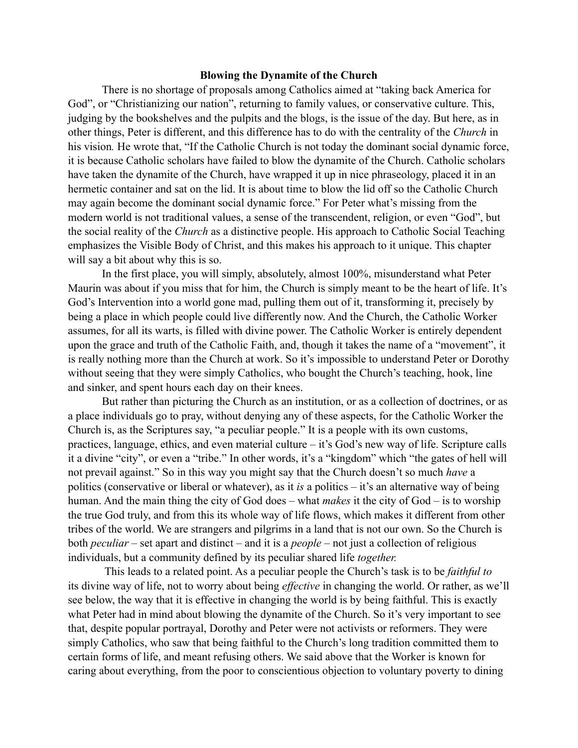# Blowing the Dynamite of the Church

There is no shortage of proposals among Catholics aimed at "taking back America for God", or "Christianizing our nation", returning to family values, or conservative culture. This, judging by the bookshelves and the pulpits and the blogs, is the issue of the day. But here, as in other things, Peter is different, and this difference has to do with the centrality of the *Church* in his vision. He wrote that, "If the Catholic Church is not today the dominant social dynamic force, it is because Catholic scholars have failed to blow the dynamite of the Church. Catholic scholars have taken the dynamite of the Church, have wrapped it up in nice phraseology, placed it in an hermetic container and sat on the lid. It is about time to blow the lid off so the Catholic Church may again become the dominant social dynamic force." For Peter what's missing from the modern world is not traditional values, a sense of the transcendent, religion, or even "God", but the social reality of the *Church* as a distinctive people. His approach to Catholic Social Teaching emphasizes the Visible Body of Christ, and this makes his approach to it unique. This chapter will say a bit about why this is so.

In the first place, you will simply, absolutely, almost 100%, misunderstand what Peter Maurin was about if you miss that for him, the Church is simply meant to be the heart of life. It's God's Intervention into a world gone mad, pulling them out of it, transforming it, precisely by being a place in which people could live differently now. And the Church, the Catholic Worker assumes, for all its warts, is filled with divine power. The Catholic Worker is entirely dependent upon the grace and truth of the Catholic Faith, and, though it takes the name of a "movement", it is really nothing more than the Church at work. So it's impossible to understand Peter or Dorothy without seeing that they were simply Catholics, who bought the Church's teaching, hook, line and sinker, and spent hours each day on their knees.

But rather than picturing the Church as an institution, or as a collection of doctrines, or as a place individuals go to pray, without denying any of these aspects, for the Catholic Worker the Church is, as the Scriptures say, "a peculiar people." It is a people with its own customs, practices, language, ethics, and even material culture – it's God's new way of life. Scripture calls it a divine "city", or even a "tribe." In other words, it's a "kingdom" which "the gates of hell will not prevail against." So in this way you might say that the Church doesn't so much *have* a politics (conservative or liberal or whatever), as it *is* a politics – it's an alternative way of being human. And the main thing the city of God does – what *makes* it the city of God – is to worship the true God truly, and from this its whole way of life flows, which makes it different from other tribes of the world. We are strangers and pilgrims in a land that is not our own. So the Church is both *peculiar* – set apart and distinct – and it is a *people* – not just a collection of religious individuals, but a community defined by its peculiar shared life *together.*

This leads to a related point. As a peculiar people the Church's task is to be *faithful to* its divine way of life, not to worry about being *effective* in changing the world. Or rather, as we'll see below, the way that it is effective in changing the world is by being faithful. This is exactly what Peter had in mind about blowing the dynamite of the Church. So it's very important to see that, despite popular portrayal, Dorothy and Peter were not activists or reformers. They were simply Catholics, who saw that being faithful to the Church's long tradition committed them to certain forms of life, and meant refusing others. We said above that the Worker is known for caring about everything, from the poor to conscientious objection to voluntary poverty to dining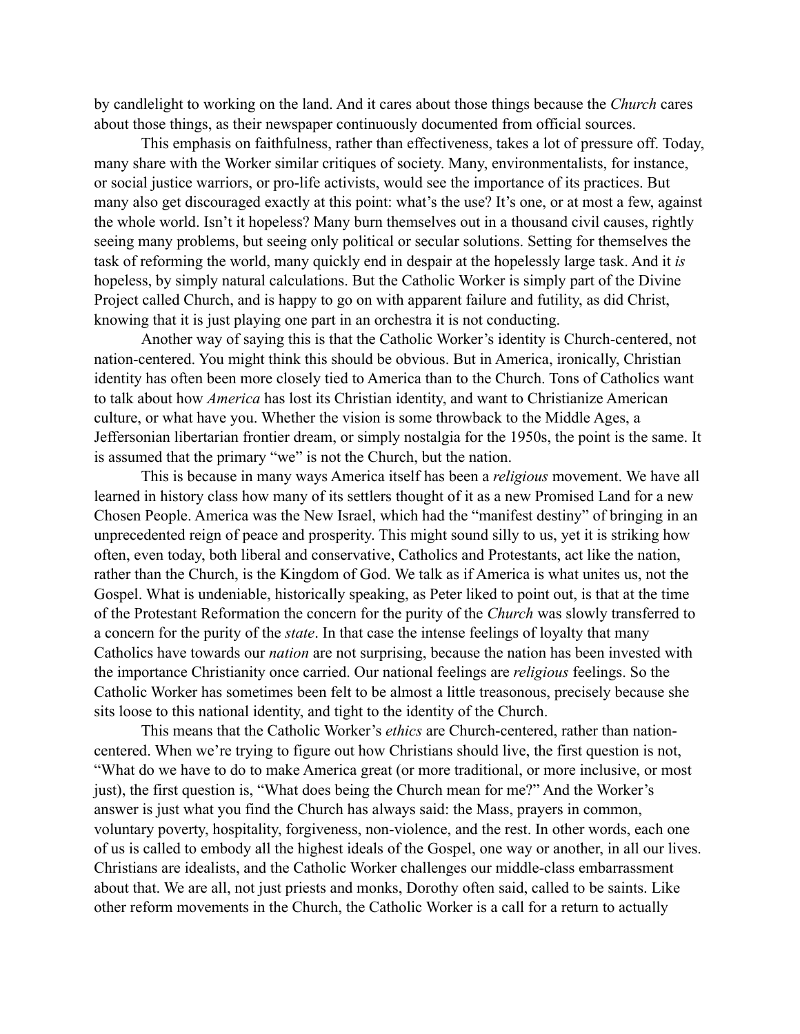by candlelight to working on the land. And it cares about those things because the *Church* cares about those things, as their newspaper continuously documented from official sources.

This emphasis on faithfulness, rather than effectiveness, takes a lot of pressure off. Today, many share with the Worker similar critiques of society. Many, environmentalists, for instance, or social justice warriors, or pro-life activists, would see the importance of its practices. But many also get discouraged exactly at this point: what's the use? It's one, or at most a few, against the whole world. Isn't it hopeless? Many burn themselves out in a thousand civil causes, rightly seeing many problems, but seeing only political or secular solutions. Setting for themselves the task of reforming the world, many quickly end in despair at the hopelessly large task. And it *is* hopeless, by simply natural calculations. But the Catholic Worker is simply part of the Divine Project called Church, and is happy to go on with apparent failure and futility, as did Christ, knowing that it is just playing one part in an orchestra it is not conducting.

Another way of saying this is that the Catholic Worker's identity is Church-centered, not nation-centered. You might think this should be obvious. But in America, ironically, Christian identity has often been more closely tied to America than to the Church. Tons of Catholics want to talk about how *America* has lost its Christian identity, and want to Christianize American culture, or what have you. Whether the vision is some throwback to the Middle Ages, a Jeffersonian libertarian frontier dream, or simply nostalgia for the 1950s, the point is the same. It is assumed that the primary "we" is not the Church, but the nation.

This is because in many ways America itself has been a *religious* movement. We have all learned in history class how many of its settlers thought of it as a new Promised Land for a new Chosen People. America was the New Israel, which had the "manifest destiny" of bringing in an unprecedented reign of peace and prosperity. This might sound silly to us, yet it is striking how often, even today, both liberal and conservative, Catholics and Protestants, act like the nation, rather than the Church, is the Kingdom of God. We talk as if America is what unites us, not the Gospel. What is undeniable, historically speaking, as Peter liked to point out, is that at the time of the Protestant Reformation the concern for the purity of the *Church* was slowly transferred to a concern for the purity of the *state*. In that case the intense feelings of loyalty that many Catholics have towards our *nation* are not surprising, because the nation has been invested with the importance Christianity once carried. Our national feelings are *religious* feelings. So the Catholic Worker has sometimes been felt to be almost a little treasonous, precisely because she sits loose to this national identity, and tight to the identity of the Church.

This means that the Catholic Worker's *ethics* are Church-centered, rather than nation-centered. When we're trying to figure out how Christians should live, the first question is not, "What do we have to do to make America great (or more traditional, or more inclusive, or most just), the first question is, "What does being the Church mean for me?" And the Worker's answer is just what you find the Church has always said: the Mass, prayers in common, voluntary poverty, hospitality, forgiveness, non-violence, and the rest. In other words, each one of us is called to embody all the highest ideals of the Gospel, one way or another, in all our lives. Christians are idealists, and the Catholic Worker challenges our middle-class embarrassment about that. We are all, not just priests and monks, Dorothy often said, called to be saints. Like other reform movements in the Church, the Catholic Worker is a call for a return to actually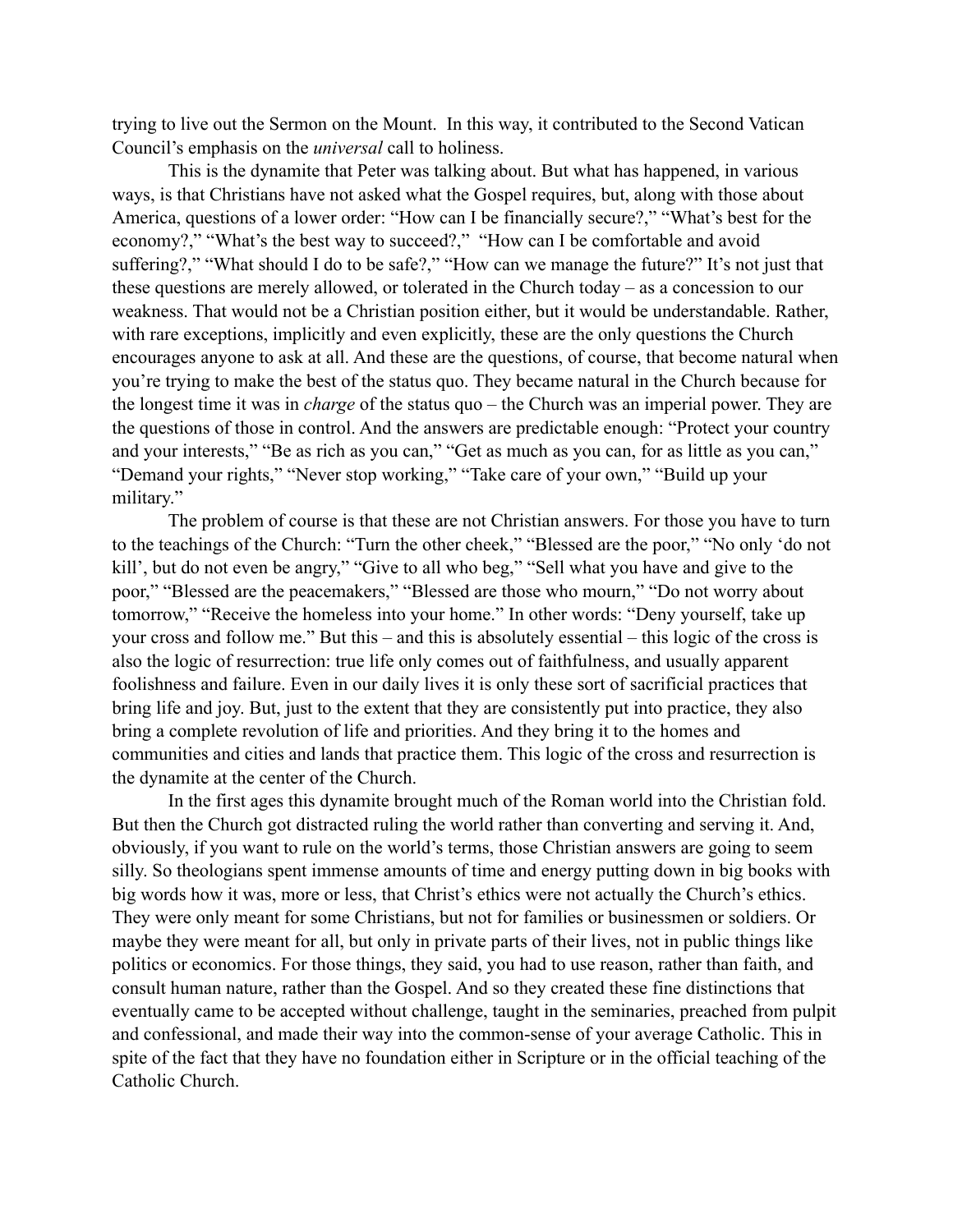trying to live out the Sermon on the Mount. In this way, it contributed to the Second Vatican Council's emphasis on the *universal* call to holiness.

This is the dynamite that Peter was talking about. But what has happened, in various ways, is that Christians have not asked what the Gospel requires, but, along with those about America, questions of a lower order: "How can I be financially secure?," "What's best for the economy?," "What's the best way to succeed?," "How can I be comfortable and avoid suffering?," "What should I do to be safe?," "How can we manage the future?" It's not just that these questions are merely allowed, or tolerated in the Church today – as a concession to our weakness. That would not be a Christian position either, but it would be understandable. Rather, with rare exceptions, implicitly and even explicitly, these are the only questions the Church encourages anyone to ask at all. And these are the questions, of course, that become natural when you're trying to make the best of the status quo. They became natural in the Church because for the longest time it was in *charge* of the status quo – the Church was an imperial power. They are the questions of those in control. And the answers are predictable enough: "Protect your country and your interests," "Be as rich as you can," "Get as much as you can, for as little as you can," "Demand your rights," "Never stop working," "Take care of your own," "Build up your military."

The problem of course is that these are not Christian answers. For those you have to turn to the teachings of the Church: "Turn the other cheek," "Blessed are the poor," "No only 'do not kill', but do not even be angry," "Give to all who beg," "Sell what you have and give to the poor," "Blessed are the peacemakers," "Blessed are those who mourn," "Do not worry about tomorrow," "Receive the homeless into your home." In other words: "Deny yourself, take up your cross and follow me." But this – and this is absolutely essential – this logic of the cross is also the logic of resurrection: true life only comes out of faithfulness, and usually apparent foolishness and failure. Even in our daily lives it is only these sort of sacrificial practices that bring life and joy. But, just to the extent that they are consistently put into practice, they also bring a complete revolution of life and priorities. And they bring it to the homes and communities and cities and lands that practice them. This logic of the cross and resurrection is the dynamite at the center of the Church.

In the first ages this dynamite brought much of the Roman world into the Christian fold. But then the Church got distracted ruling the world rather than converting and serving it. And, obviously, if you want to rule on the world's terms, those Christian answers are going to seem silly. So theologians spent immense amounts of time and energy putting down in big books with big words how it was, more or less, that Christ's ethics were not actually the Church's ethics. They were only meant for some Christians, but not for families or businessmen or soldiers. Or maybe they were meant for all, but only in private parts of their lives, not in public things like politics or economics. For those things, they said, you had to use reason, rather than faith, and consult human nature, rather than the Gospel. And so they created these fine distinctions that eventually came to be accepted without challenge, taught in the seminaries, preached from pulpit and confessional, and made their way into the common-sense of your average Catholic. This in spite of the fact that they have no foundation either in Scripture or in the official teaching of the Catholic Church.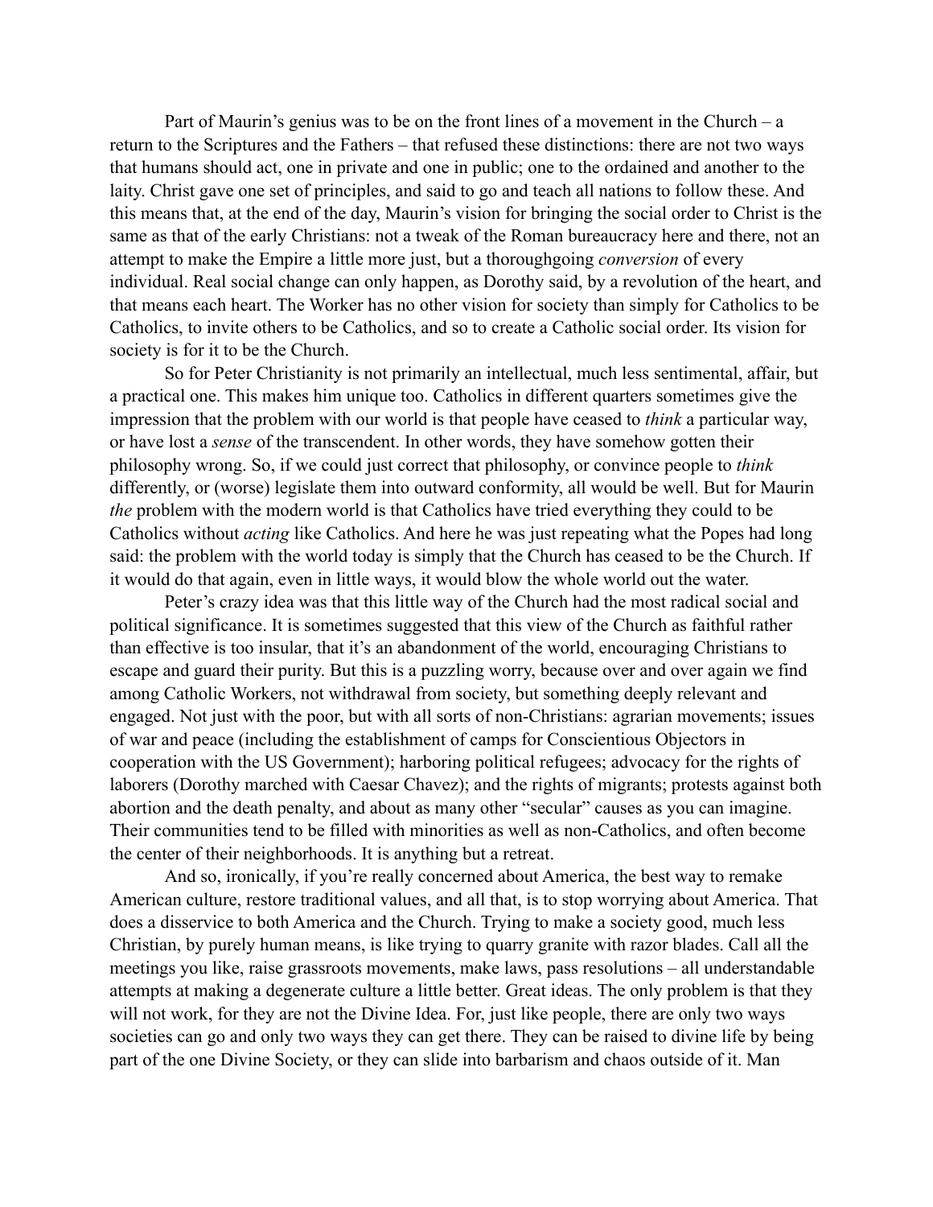Part of Maurin's genius was to be on the front lines of a movement in the Church – a return to the Scriptures and the Fathers – that refused these distinctions: there are not two ways that humans should act, one in private and one in public; one to the ordained and another to the laity. Christ gave one set of principles, and said to go and teach all nations to follow these. And this means that, at the end of the day, Maurin's vision for bringing the social order to Christ is the same as that of the early Christians: not a tweak of the Roman bureaucracy here and there, not an attempt to make the Empire a little more just, but a thoroughgoing *conversion* of every individual. Real social change can only happen, as Dorothy said, by a revolution of the heart, and that means each heart. The Worker has no other vision for society than simply for Catholics to be Catholics, to invite others to be Catholics, and so to create a Catholic social order. Its vision for society is for it to be the Church.

So for Peter Christianity is not primarily an intellectual, much less sentimental, affair, but a practical one. This makes him unique too. Catholics in different quarters sometimes give the impression that the problem with our world is that people have ceased to *think* a particular way, or have lost a *sense* of the transcendent. In other words, they have somehow gotten their philosophy wrong. So, if we could just correct that philosophy, or convince people to *think* differently, or (worse) legislate them into outward conformity, all would be well. But for Maurin *the* problem with the modern world is that Catholics have tried everything they could to be Catholics without *acting* like Catholics. And here he was just repeating what the Popes had long said: the problem with the world today is simply that the Church has ceased to be the Church. If it would do that again, even in little ways, it would blow the whole world out the water.

Peter's crazy idea was that this little way of the Church had the most radical social and political significance. It is sometimes suggested that this view of the Church as faithful rather than effective is too insular, that it's an abandonment of the world, encouraging Christians to escape and guard their purity. But this is a puzzling worry, because over and over again we find among Catholic Workers, not withdrawal from society, but something deeply relevant and engaged. Not just with the poor, but with all sorts of non-Christians: agrarian movements; issues of war and peace (including the establishment of camps for Conscientious Objectors in cooperation with the US Government); harboring political refugees; advocacy for the rights of laborers (Dorothy marched with Caesar Chavez); and the rights of migrants; protests against both abortion and the death penalty, and about as many other "secular" causes as you can imagine. Their communities tend to be filled with minorities as well as non-Catholics, and often become the center of their neighborhoods. It is anything but a retreat.

And so, ironically, if you're really concerned about America, the best way to remake American culture, restore traditional values, and all that, is to stop worrying about America. That does a disservice to both America and the Church. Trying to make a society good, much less Christian, by purely human means, is like trying to quarry granite with razor blades. Call all the meetings you like, raise grassroots movements, make laws, pass resolutions – all understandable attempts at making a degenerate culture a little better. Great ideas. The only problem is that they will not work, for they are not the Divine Idea. For, just like people, there are only two ways societies can go and only two ways they can get there. They can be raised to divine life by being part of the one Divine Society, or they can slide into barbarism and chaos outside of it. Man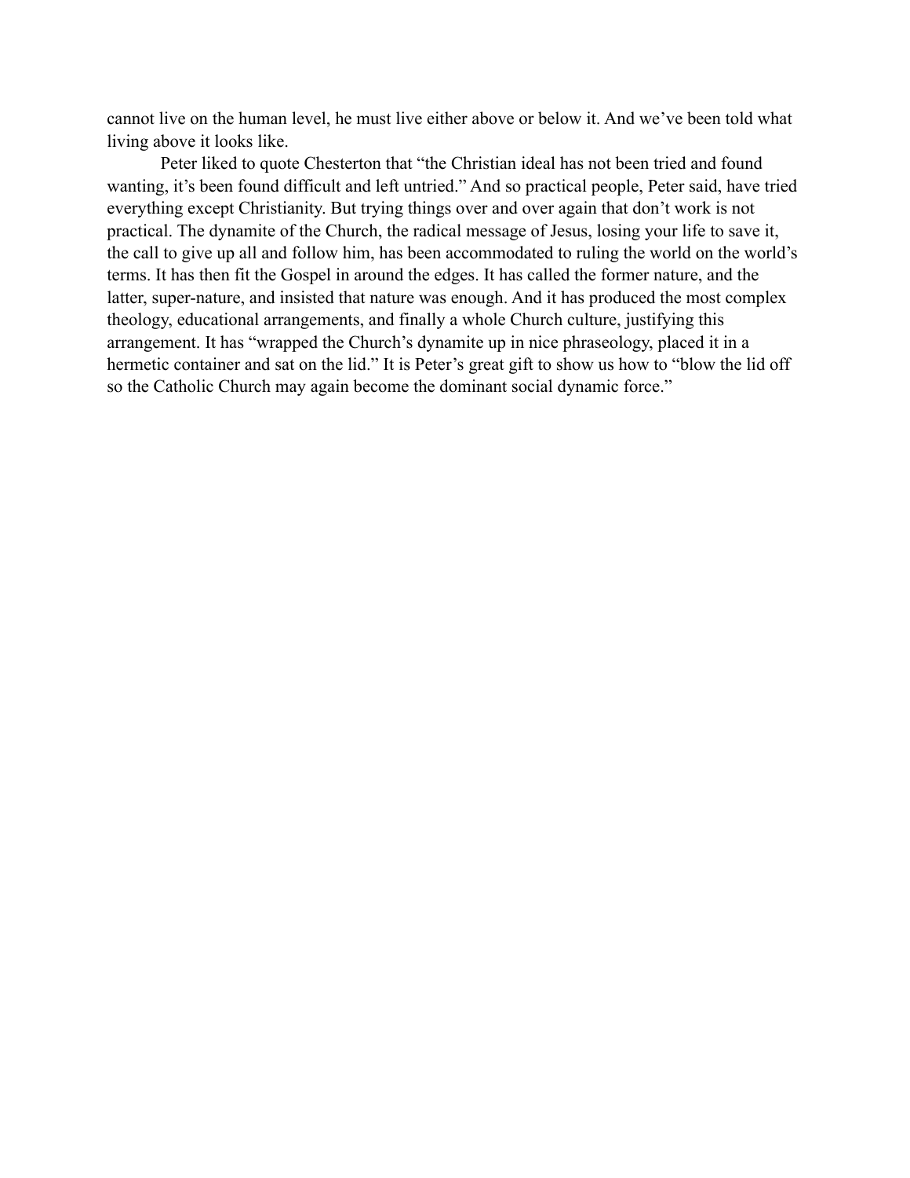cannot live on the human level, he must live either above or below it. And we've been told what living above it looks like.

Peter liked to quote Chesterton that "the Christian ideal has not been tried and found wanting, it's been found difficult and left untried." And so practical people, Peter said, have tried everything except Christianity. But trying things over and over again that don't work is not practical. The dynamite of the Church, the radical message of Jesus, losing your life to save it, the call to give up all and follow him, has been accommodated to ruling the world on the world's terms. It has then fit the Gospel in around the edges. It has called the former nature, and the latter, super-nature, and insisted that nature was enough. And it has produced the most complex theology, educational arrangements, and finally a whole Church culture, justifying this arrangement. It has "wrapped the Church's dynamite up in nice phraseology, placed it in a hermetic container and sat on the lid." It is Peter's great gift to show us how to "blow the lid off so the Catholic Church may again become the dominant social dynamic force."